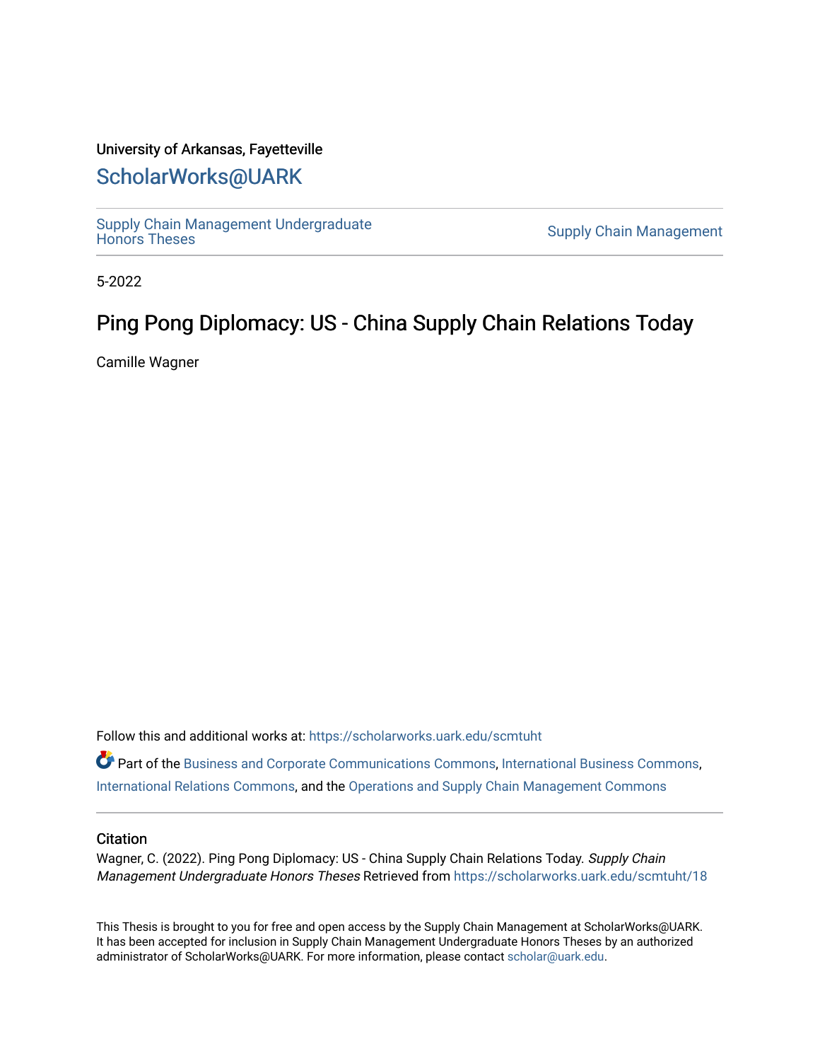University of Arkansas, Fayetteville

# ScholarWorks@UARK

Supply Chain Management Undergraduate Honors Theses

Supply Chain Management

5-2022

## Ping Pong Diplomacy: US - China Supply Chain Relations Today

Camille Wagner

Follow this and additional works at: https://scholarworks.uark.edu/scmtuht

Part of the Business and Corporate Communications Commons, International Business Commons, International Relations Commons, and the Operations and Supply Chain Management Commons

### Citation

Wagner, C. (2022). Ping Pong Diplomacy: US - China Supply Chain Relations Today. *Supply Chain Management Undergraduate Honors Theses* Retrieved from https://scholarworks.uark.edu/scmtuht/18

This Thesis is brought to you for free and open access by the Supply Chain Management at ScholarWorks@UARK. It has been accepted for inclusion in Supply Chain Management Undergraduate Honors Theses by an authorized administrator of ScholarWorks@UARK. For more information, please contact scholar@uark.edu.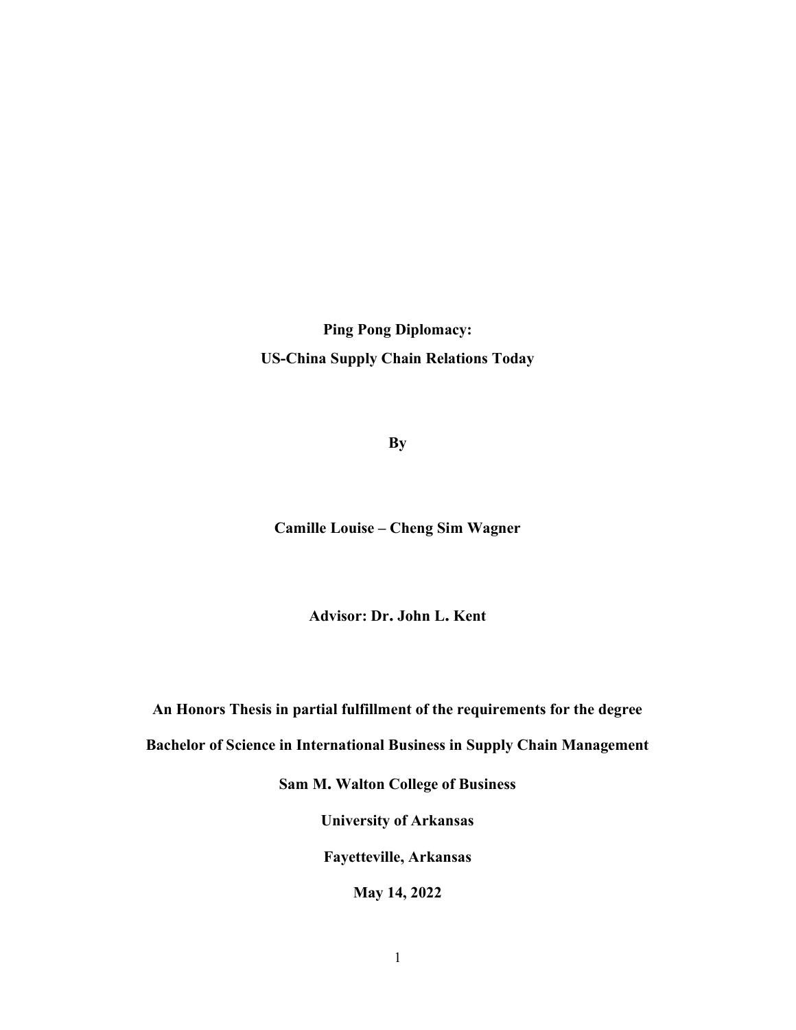**Ping Pong Diplomacy:**

**US-China Supply Chain Relations Today**

**By**

**Camille Louise – Cheng Sim Wagner**

**Advisor: Dr. John L. Kent**

**An Honors Thesis in partial fulfillment of the requirements for the degree**

**Bachelor of Science in International Business in Supply Chain Management**

**Sam M. Walton College of Business**

**University of Arkansas**

**Fayetteville, Arkansas**

**May 14, 2022**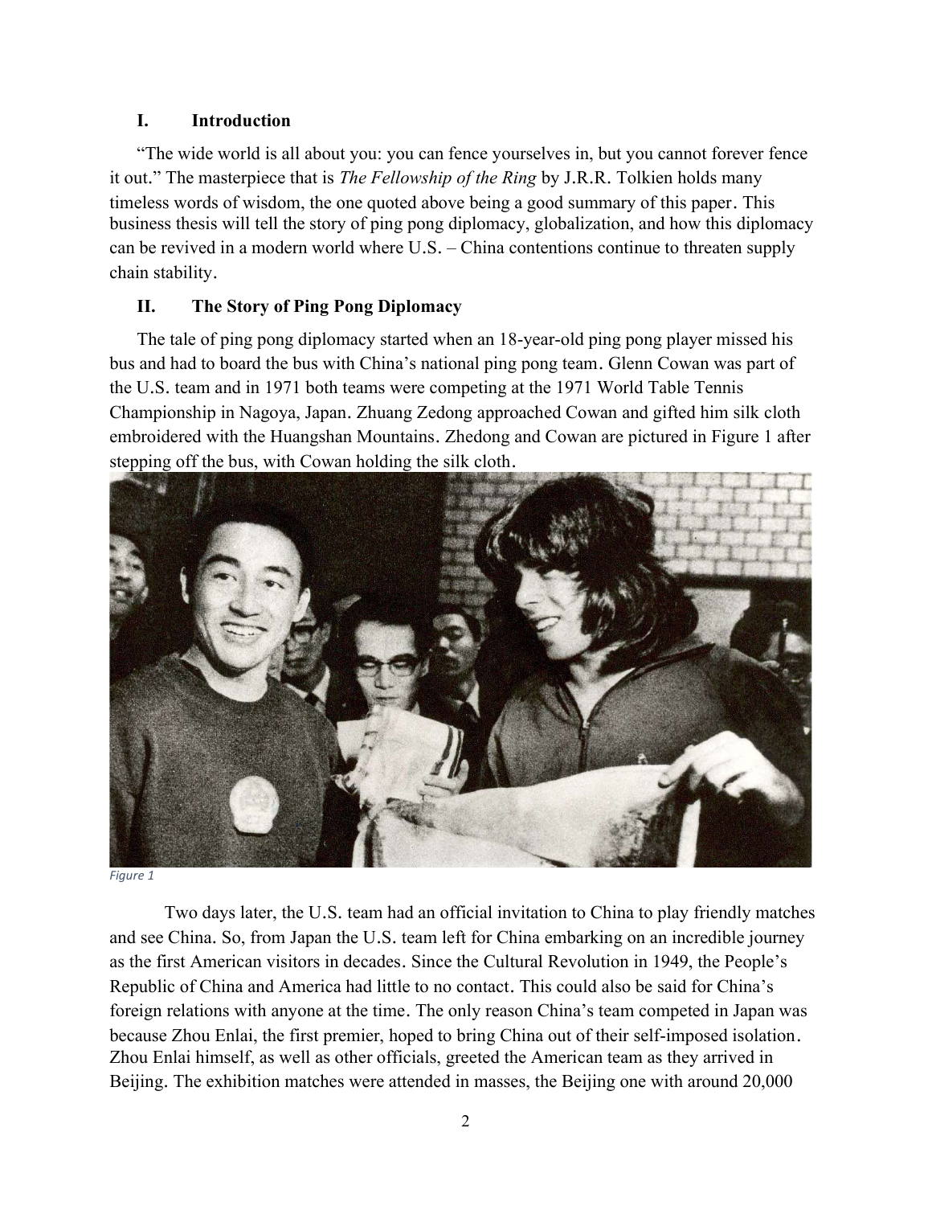## I. Introduction

"The wide world is all about you: you can fence yourselves in, but you cannot forever fence it out." The masterpiece that is *The Fellowship of the Ring* by J.R.R. Tolkien holds many timeless words of wisdom, the one quoted above being a good summary of this paper. This business thesis will tell the story of ping pong diplomacy, globalization, and how this diplomacy can be revived in a modern world where U.S. – China contentions continue to threaten supply chain stability.

## II. The Story of Ping Pong Diplomacy

The tale of ping pong diplomacy started when an 18-year-old ping pong player missed his bus and had to board the bus with China's national ping pong team. Glenn Cowan was part of the U.S. team and in 1971 both teams were competing at the 1971 World Table Tennis Championship in Nagoya, Japan. Zhuang Zedong approached Cowan and gifted him silk cloth embroidered with the Huangshan Mountains. Zhedong and Cowan are pictured in Figure 1 after stepping off the bus, with Cowan holding the silk cloth.

*Figure 1*

Two days later, the U.S. team had an official invitation to China to play friendly matches and see China. So, from Japan the U.S. team left for China embarking on an incredible journey as the first American visitors in decades. Since the Cultural Revolution in 1949, the People's Republic of China and America had little to no contact. This could also be said for China's foreign relations with anyone at the time. The only reason China's team competed in Japan was because Zhou Enlai, the first premier, hoped to bring China out of their self-imposed isolation. Zhou Enlai himself, as well as other officials, greeted the American team as they arrived in Beijing. The exhibition matches were attended in masses, the Beijing one with around 20,000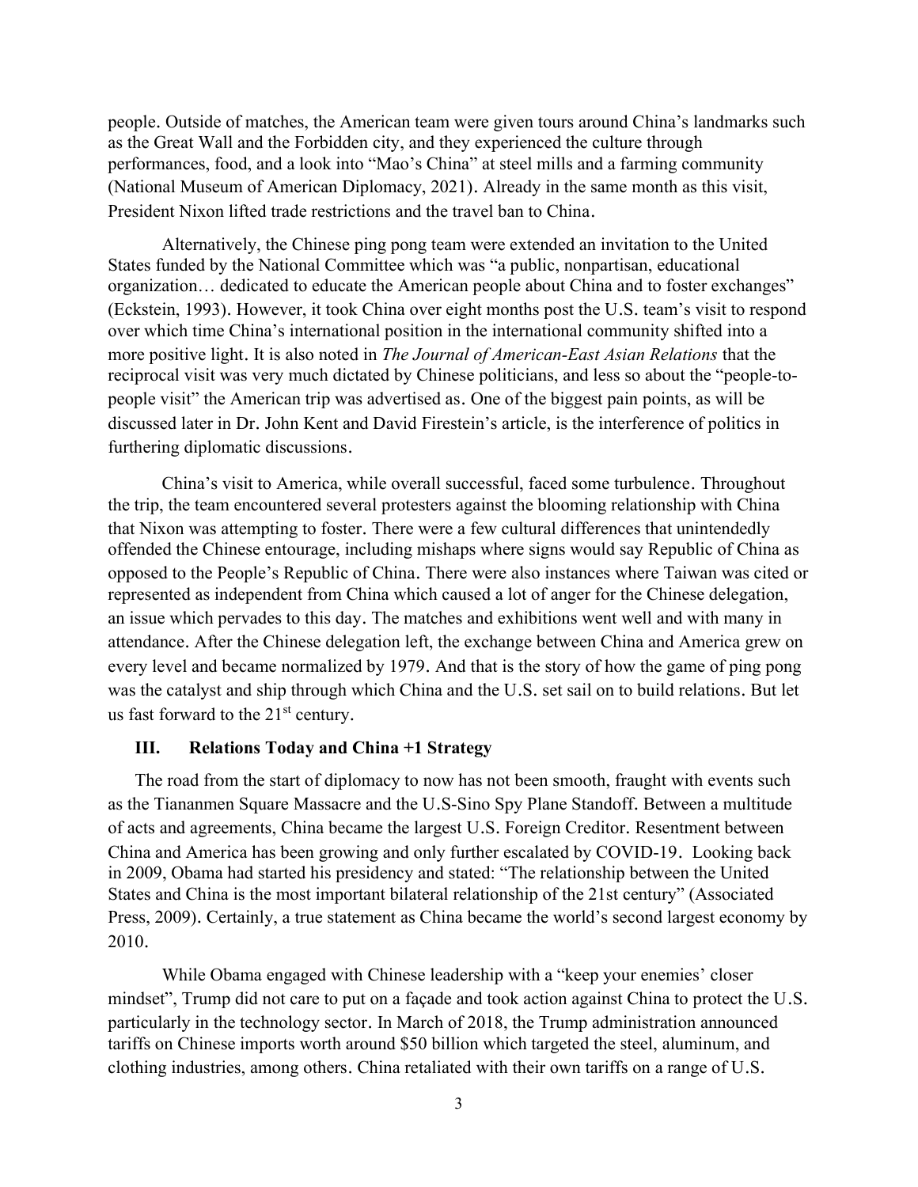people. Outside of matches, the American team were given tours around China's landmarks such as the Great Wall and the Forbidden city, and they experienced the culture through performances, food, and a look into "Mao's China" at steel mills and a farming community (National Museum of American Diplomacy, 2021). Already in the same month as this visit, President Nixon lifted trade restrictions and the travel ban to China.

Alternatively, the Chinese ping pong team were extended an invitation to the United States funded by the National Committee which was "a public, nonpartisan, educational organization… dedicated to educate the American people about China and to foster exchanges" (Eckstein, 1993). However, it took China over eight months post the U.S. team's visit to respond over which time China's international position in the international community shifted into a more positive light. It is also noted in *The Journal of American-East Asian Relations* that the reciprocal visit was very much dictated by Chinese politicians, and less so about the "people-to-people visit" the American trip was advertised as. One of the biggest pain points, as will be discussed later in Dr. John Kent and David Firestein's article, is the interference of politics in furthering diplomatic discussions.

China's visit to America, while overall successful, faced some turbulence. Throughout the trip, the team encountered several protesters against the blooming relationship with China that Nixon was attempting to foster. There were a few cultural differences that unintendedly offended the Chinese entourage, including mishaps where signs would say Republic of China as opposed to the People's Republic of China. There were also instances where Taiwan was cited or represented as independent from China which caused a lot of anger for the Chinese delegation, an issue which pervades to this day. The matches and exhibitions went well and with many in attendance. After the Chinese delegation left, the exchange between China and America grew on every level and became normalized by 1979. And that is the story of how the game of ping pong was the catalyst and ship through which China and the U.S. set sail on to build relations. But let us fast forward to the 21st century.

## III. Relations Today and China +1 Strategy

The road from the start of diplomacy to now has not been smooth, fraught with events such as the Tiananmen Square Massacre and the U.S-Sino Spy Plane Standoff. Between a multitude of acts and agreements, China became the largest U.S. Foreign Creditor. Resentment between China and America has been growing and only further escalated by COVID-19. Looking back in 2009, Obama had started his presidency and stated: "The relationship between the United States and China is the most important bilateral relationship of the 21st century" (Associated Press, 2009). Certainly, a true statement as China became the world's second largest economy by 2010.

While Obama engaged with Chinese leadership with a "keep your enemies' closer mindset", Trump did not care to put on a façade and took action against China to protect the U.S. particularly in the technology sector. In March of 2018, the Trump administration announced tariffs on Chinese imports worth around $50 billion which targeted the steel, aluminum, and clothing industries, among others. China retaliated with their own tariffs on a range of U.S.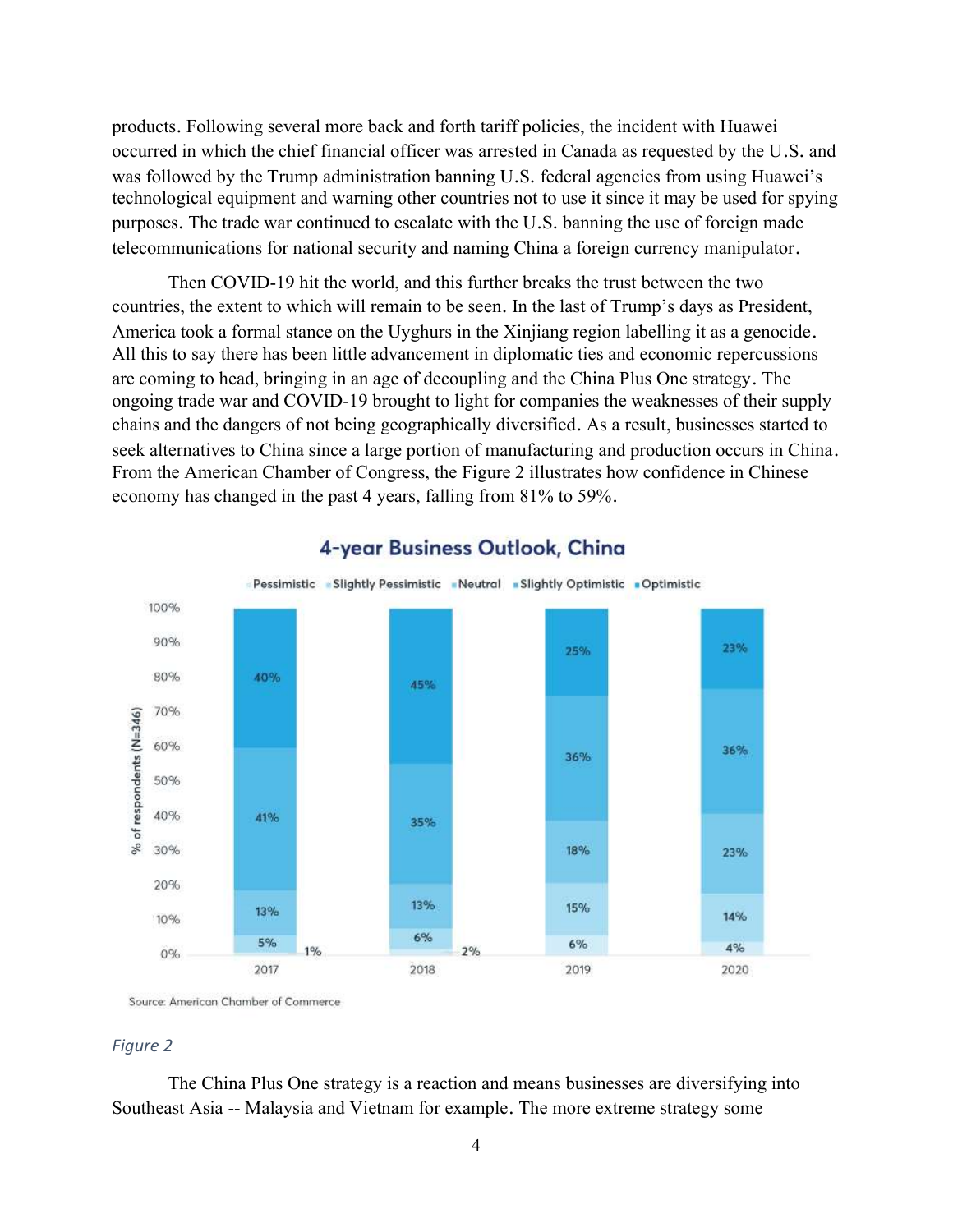products. Following several more back and forth tariff policies, the incident with Huawei occurred in which the chief financial officer was arrested in Canada as requested by the U.S. and was followed by the Trump administration banning U.S. federal agencies from using Huawei's technological equipment and warning other countries not to use it since it may be used for spying purposes. The trade war continued to escalate with the U.S. banning the use of foreign made telecommunications for national security and naming China a foreign currency manipulator.

Then COVID-19 hit the world, and this further breaks the trust between the two countries, the extent to which will remain to be seen. In the last of Trump's days as President, America took a formal stance on the Uyghurs in the Xinjiang region labelling it as a genocide. All this to say there has been little advancement in diplomatic ties and economic repercussions are coming to head, bringing in an age of decoupling and the China Plus One strategy. The ongoing trade war and COVID-19 brought to light for companies the weaknesses of their supply chains and the dangers of not being geographically diversified. As a result, businesses started to seek alternatives to China since a large portion of manufacturing and production occurs in China. From the American Chamber of Congress, the Figure 2 illustrates how confidence in Chinese economy has changed in the past 4 years, falling from 81% to 59%.

**4-year Business Outlook, China**

| % of respondents (N=346) | 2017 | 2018 | 2019 | 2020 |
|---|---|---|---|---|
| Pessimistic | 1% | 2% | 6% | 4% |
| Slightly Pessimistic | 5% | 6% | 15% | 14% |
| Neutral | 13% | 13% | 18% | 23% |
| Slightly Optimistic | 41% | 35% | 36% | 36% |
| Optimistic | 40% | 45% | 25% | 23% |

Source: American Chamber of Commerce

*Figure 2*

The China Plus One strategy is a reaction and means businesses are diversifying into Southeast Asia -- Malaysia and Vietnam for example. The more extreme strategy some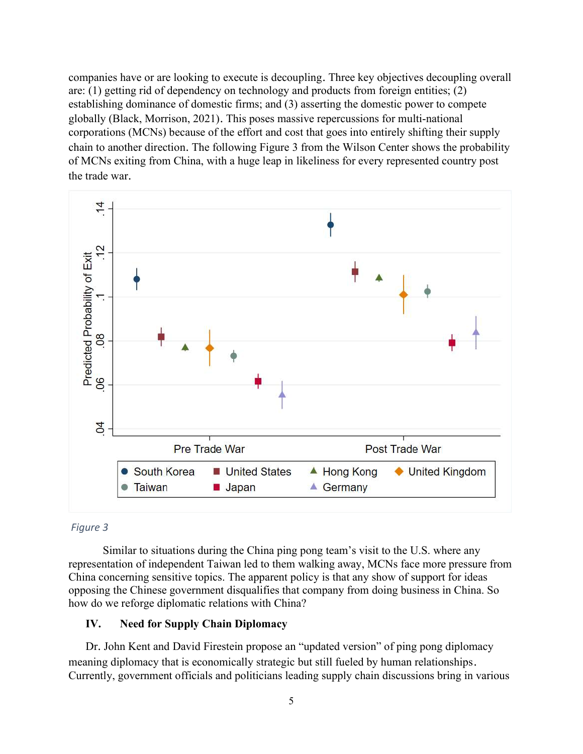companies have or are looking to execute is decoupling. Three key objectives decoupling overall are: (1) getting rid of dependency on technology and products from foreign entities; (2) establishing dominance of domestic firms; and (3) asserting the domestic power to compete globally (Black, Morrison, 2021). This poses massive repercussions for multi-national corporations (MCNs) because of the effort and cost that goes into entirely shifting their supply chain to another direction. The following Figure 3 from the Wilson Center shows the probability of MCNs exiting from China, with a huge leap in likeliness for every represented country post the trade war.

*Figure 3*

Similar to situations during the China ping pong team's visit to the U.S. where any representation of independent Taiwan led to them walking away, MCNs face more pressure from China concerning sensitive topics. The apparent policy is that any show of support for ideas opposing the Chinese government disqualifies that company from doing business in China. So how do we reforge diplomatic relations with China?

## IV. Need for Supply Chain Diplomacy

Dr. John Kent and David Firestein propose an "updated version" of ping pong diplomacy meaning diplomacy that is economically strategic but still fueled by human relationships. Currently, government officials and politicians leading supply chain discussions bring in various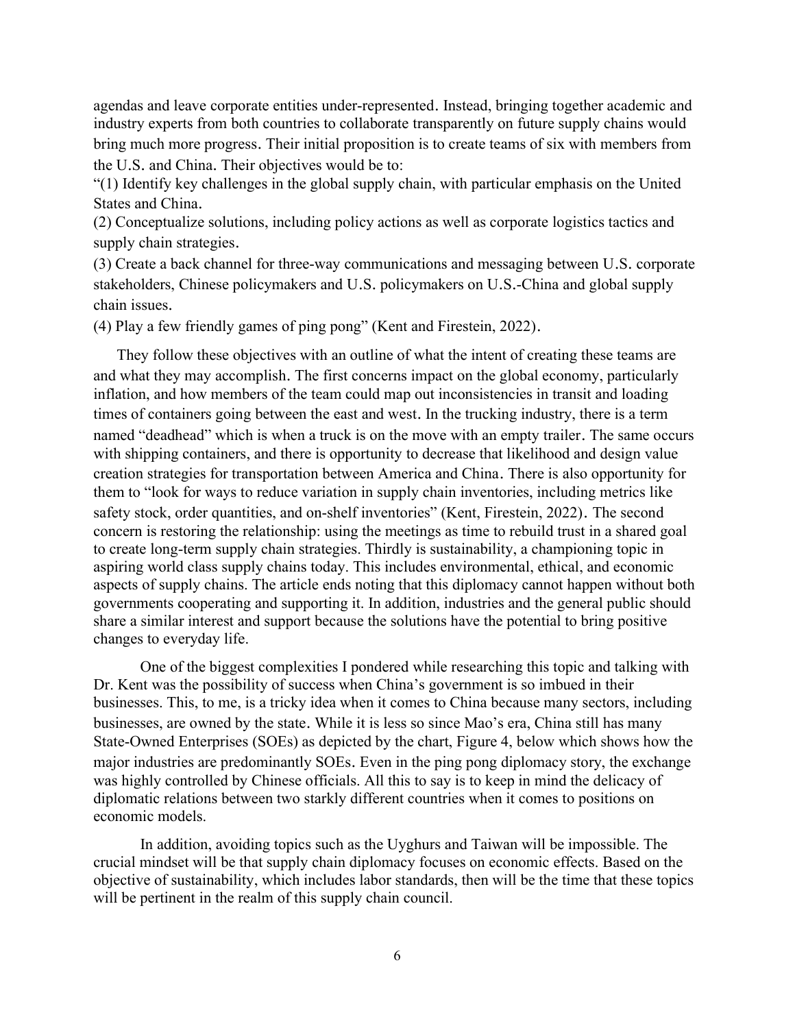agendas and leave corporate entities under-represented. Instead, bringing together academic and industry experts from both countries to collaborate transparently on future supply chains would bring much more progress. Their initial proposition is to create teams of six with members from the U.S. and China. Their objectives would be to:

"(1) Identify key challenges in the global supply chain, with particular emphasis on the United States and China.

(2) Conceptualize solutions, including policy actions as well as corporate logistics tactics and supply chain strategies.

(3) Create a back channel for three-way communications and messaging between U.S. corporate stakeholders, Chinese policymakers and U.S. policymakers on U.S.-China and global supply chain issues.

(4) Play a few friendly games of ping pong" (Kent and Firestein, 2022).

They follow these objectives with an outline of what the intent of creating these teams are and what they may accomplish. The first concerns impact on the global economy, particularly inflation, and how members of the team could map out inconsistencies in transit and loading times of containers going between the east and west. In the trucking industry, there is a term named "deadhead" which is when a truck is on the move with an empty trailer. The same occurs with shipping containers, and there is opportunity to decrease that likelihood and design value creation strategies for transportation between America and China. There is also opportunity for them to "look for ways to reduce variation in supply chain inventories, including metrics like safety stock, order quantities, and on-shelf inventories" (Kent, Firestein, 2022). The second concern is restoring the relationship: using the meetings as time to rebuild trust in a shared goal to create long-term supply chain strategies. Thirdly is sustainability, a championing topic in aspiring world class supply chains today. This includes environmental, ethical, and economic aspects of supply chains. The article ends noting that this diplomacy cannot happen without both governments cooperating and supporting it. In addition, industries and the general public should share a similar interest and support because the solutions have the potential to bring positive changes to everyday life.

One of the biggest complexities I pondered while researching this topic and talking with Dr. Kent was the possibility of success when China's government is so imbued in their businesses. This, to me, is a tricky idea when it comes to China because many sectors, including businesses, are owned by the state. While it is less so since Mao's era, China still has many State-Owned Enterprises (SOEs) as depicted by the chart, Figure 4, below which shows how the major industries are predominantly SOEs. Even in the ping pong diplomacy story, the exchange was highly controlled by Chinese officials. All this to say is to keep in mind the delicacy of diplomatic relations between two starkly different countries when it comes to positions on economic models.

In addition, avoiding topics such as the Uyghurs and Taiwan will be impossible. The crucial mindset will be that supply chain diplomacy focuses on economic effects. Based on the objective of sustainability, which includes labor standards, then will be the time that these topics will be pertinent in the realm of this supply chain council.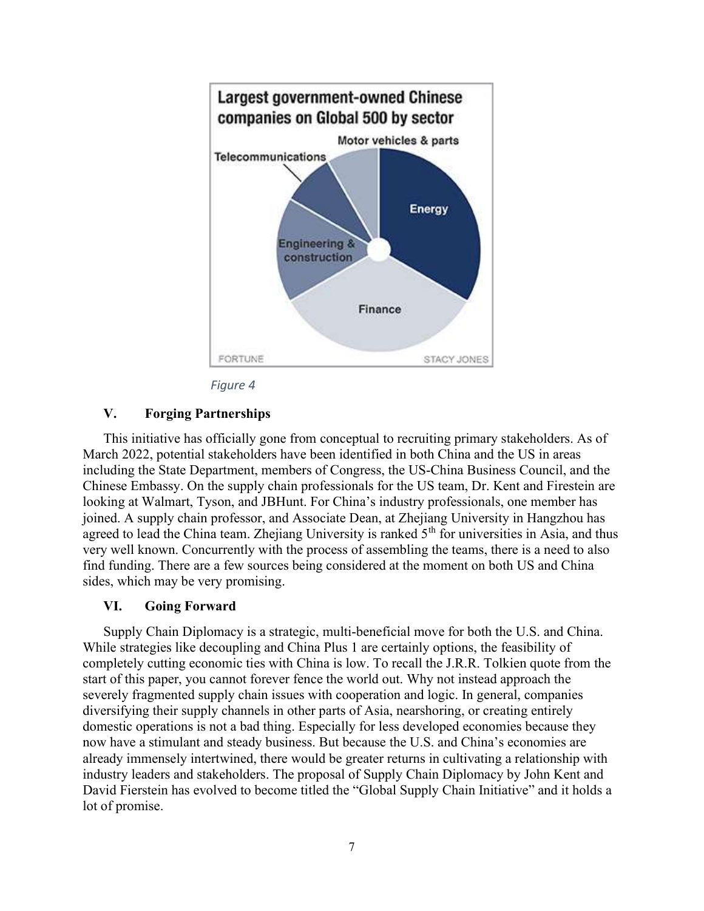Figure 4

## V. Forging Partnerships

This initiative has officially gone from conceptual to recruiting primary stakeholders. As of March 2022, potential stakeholders have been identified in both China and the US in areas including the State Department, members of Congress, the US-China Business Council, and the Chinese Embassy. On the supply chain professionals for the US team, Dr. Kent and Firestein are looking at Walmart, Tyson, and JBHunt. For China's industry professionals, one member has joined. A supply chain professor, and Associate Dean, at Zhejiang University in Hangzhou has agreed to lead the China team. Zhejiang University is ranked 5th for universities in Asia, and thus very well known. Concurrently with the process of assembling the teams, there is a need to also find funding. There are a few sources being considered at the moment on both US and China sides, which may be very promising.

## VI. Going Forward

Supply Chain Diplomacy is a strategic, multi-beneficial move for both the U.S. and China. While strategies like decoupling and China Plus 1 are certainly options, the feasibility of completely cutting economic ties with China is low. To recall the J.R.R. Tolkien quote from the start of this paper, you cannot forever fence the world out. Why not instead approach the severely fragmented supply chain issues with cooperation and logic. In general, companies diversifying their supply channels in other parts of Asia, nearshoring, or creating entirely domestic operations is not a bad thing. Especially for less developed economies because they now have a stimulant and steady business. But because the U.S. and China's economies are already immensely intertwined, there would be greater returns in cultivating a relationship with industry leaders and stakeholders. The proposal of Supply Chain Diplomacy by John Kent and David Fierstein has evolved to become titled the "Global Supply Chain Initiative" and it holds a lot of promise.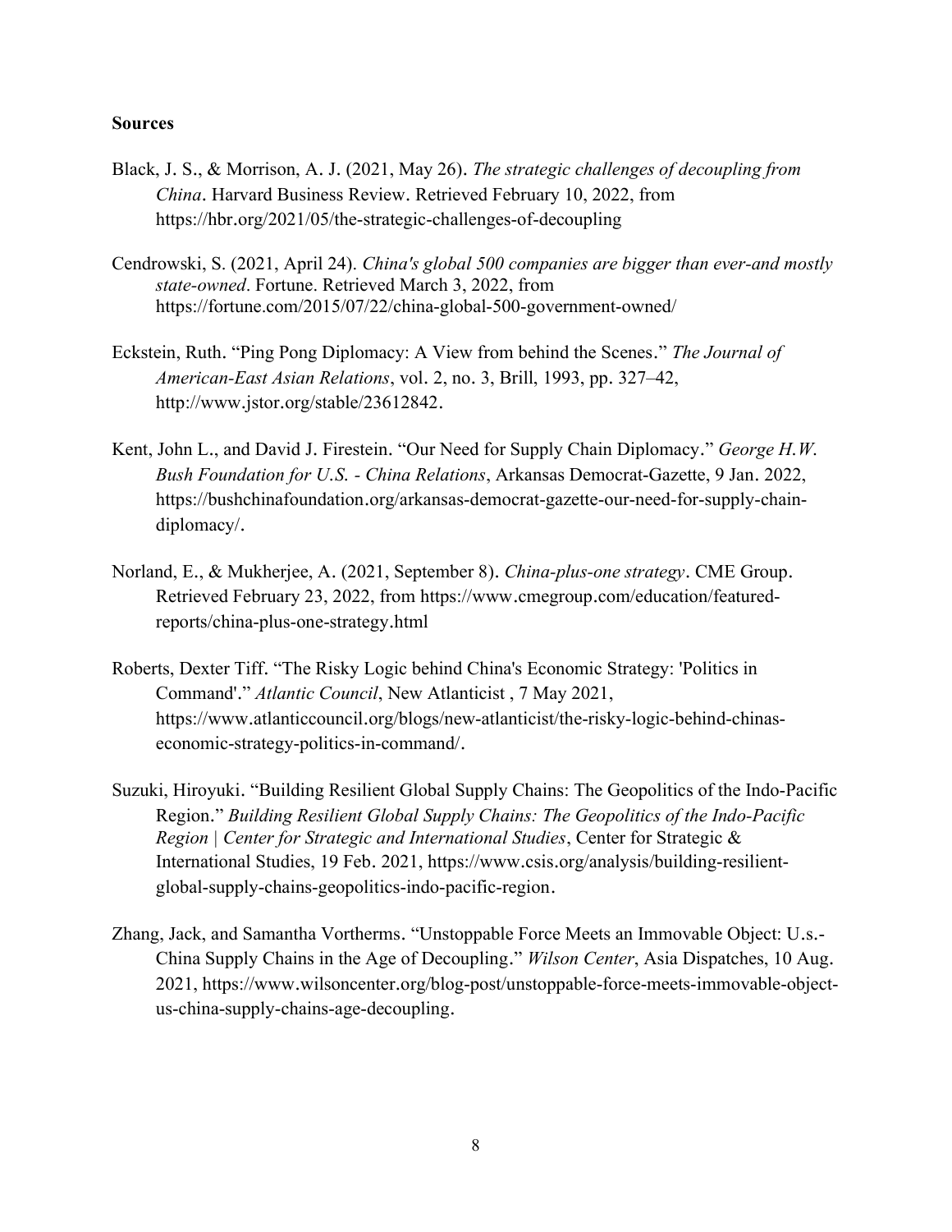**Sources**

Black, J. S., & Morrison, A. J. (2021, May 26). *The strategic challenges of decoupling from China*. Harvard Business Review. Retrieved February 10, 2022, from https://hbr.org/2021/05/the-strategic-challenges-of-decoupling

Cendrowski, S. (2021, April 24). *China's global 500 companies are bigger than ever-and mostly state-owned*. Fortune. Retrieved March 3, 2022, from https://fortune.com/2015/07/22/china-global-500-government-owned/

Eckstein, Ruth. "Ping Pong Diplomacy: A View from behind the Scenes." *The Journal of American-East Asian Relations*, vol. 2, no. 3, Brill, 1993, pp. 327–42, http://www.jstor.org/stable/23612842.

Kent, John L., and David J. Firestein. "Our Need for Supply Chain Diplomacy." *George H.W. Bush Foundation for U.S. - China Relations*, Arkansas Democrat-Gazette, 9 Jan. 2022, https://bushchinafoundation.org/arkansas-democrat-gazette-our-need-for-supply-chain-diplomacy/.

Norland, E., & Mukherjee, A. (2021, September 8). *China-plus-one strategy*. CME Group. Retrieved February 23, 2022, from https://www.cmegroup.com/education/featured-reports/china-plus-one-strategy.html

Roberts, Dexter Tiff. "The Risky Logic behind China's Economic Strategy: 'Politics in Command'." *Atlantic Council*, New Atlanticist , 7 May 2021, https://www.atlanticcouncil.org/blogs/new-atlanticist/the-risky-logic-behind-chinas-economic-strategy-politics-in-command/.

Suzuki, Hiroyuki. "Building Resilient Global Supply Chains: The Geopolitics of the Indo-Pacific Region." *Building Resilient Global Supply Chains: The Geopolitics of the Indo-Pacific Region | Center for Strategic and International Studies*, Center for Strategic & International Studies, 19 Feb. 2021, https://www.csis.org/analysis/building-resilient-global-supply-chains-geopolitics-indo-pacific-region.

Zhang, Jack, and Samantha Vortherms. "Unstoppable Force Meets an Immovable Object: U.s.-China Supply Chains in the Age of Decoupling." *Wilson Center*, Asia Dispatches, 10 Aug. 2021, https://www.wilsoncenter.org/blog-post/unstoppable-force-meets-immovable-object-us-china-supply-chains-age-decoupling.